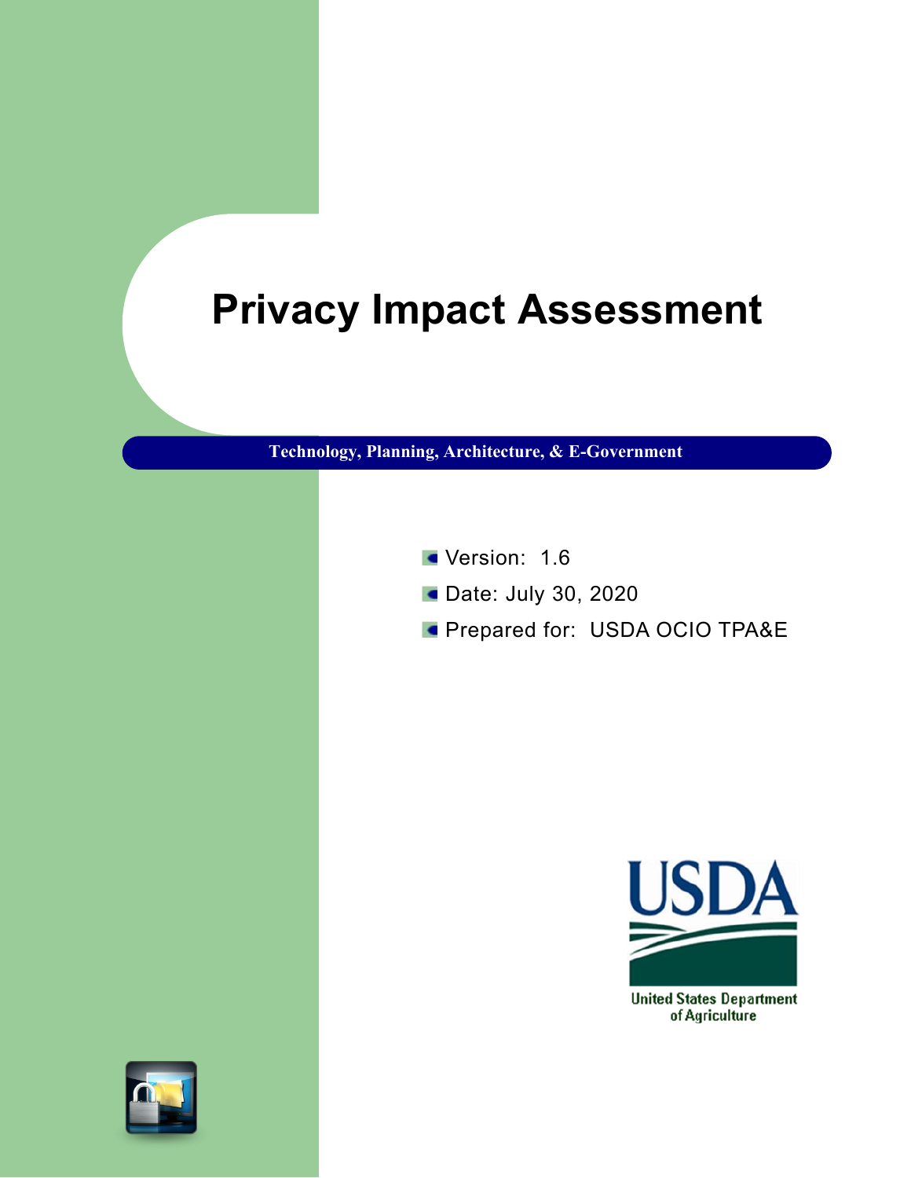# Privacy Impact Assessment

**Technology, Planning, Architecture, & E-Government**

- Version: 1.6
- Date: July 30, 2020
- Prepared for: USDA OCIO TPA&E

USDA

United States Department of Agriculture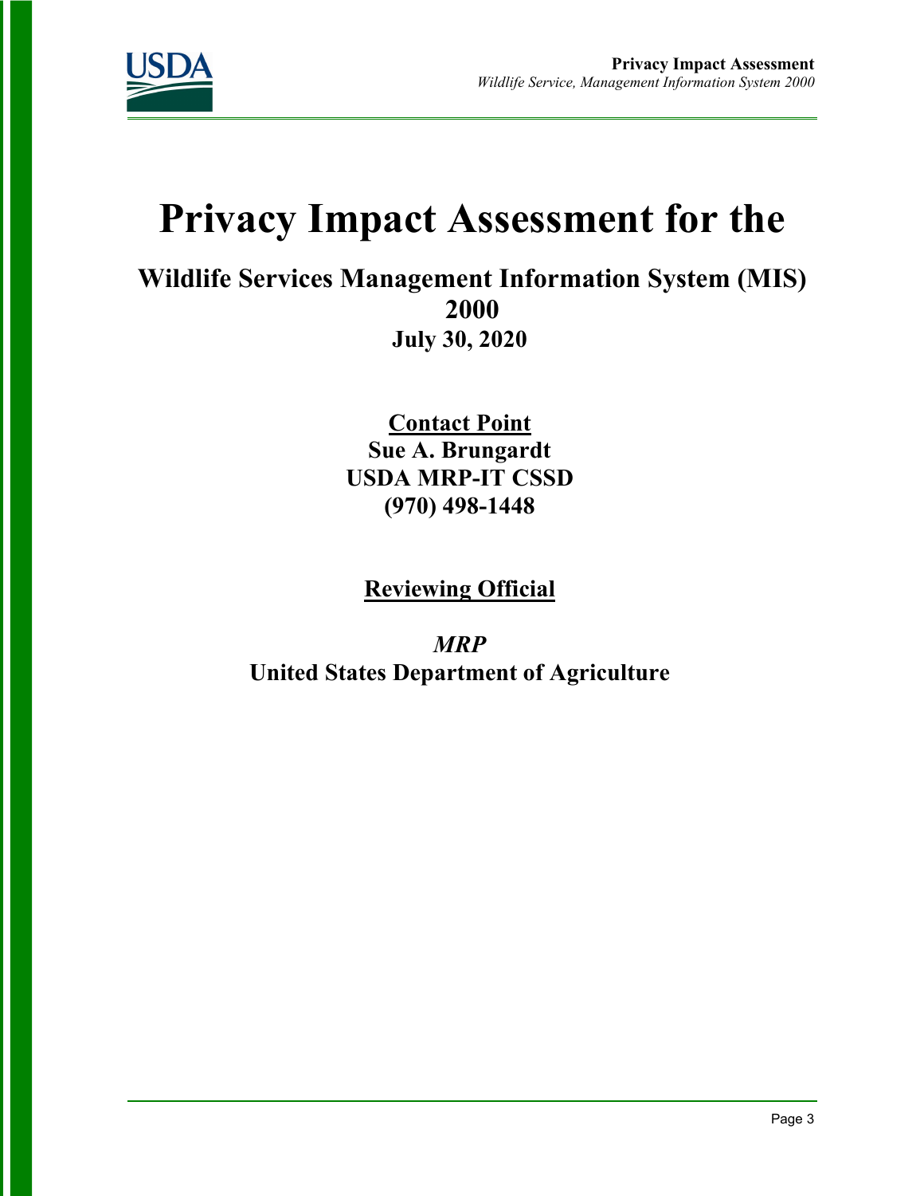# Privacy Impact Assessment for the

## Wildlife Services Management Information System (MIS) 2000

**July 30, 2020**

**<u>Contact Point</u>**
**Sue A. Brungardt**
**USDA MRP-IT CSSD**
**(970) 498-1448**

**<u>Reviewing Official</u>**

***MRP***
**United States Department of Agriculture**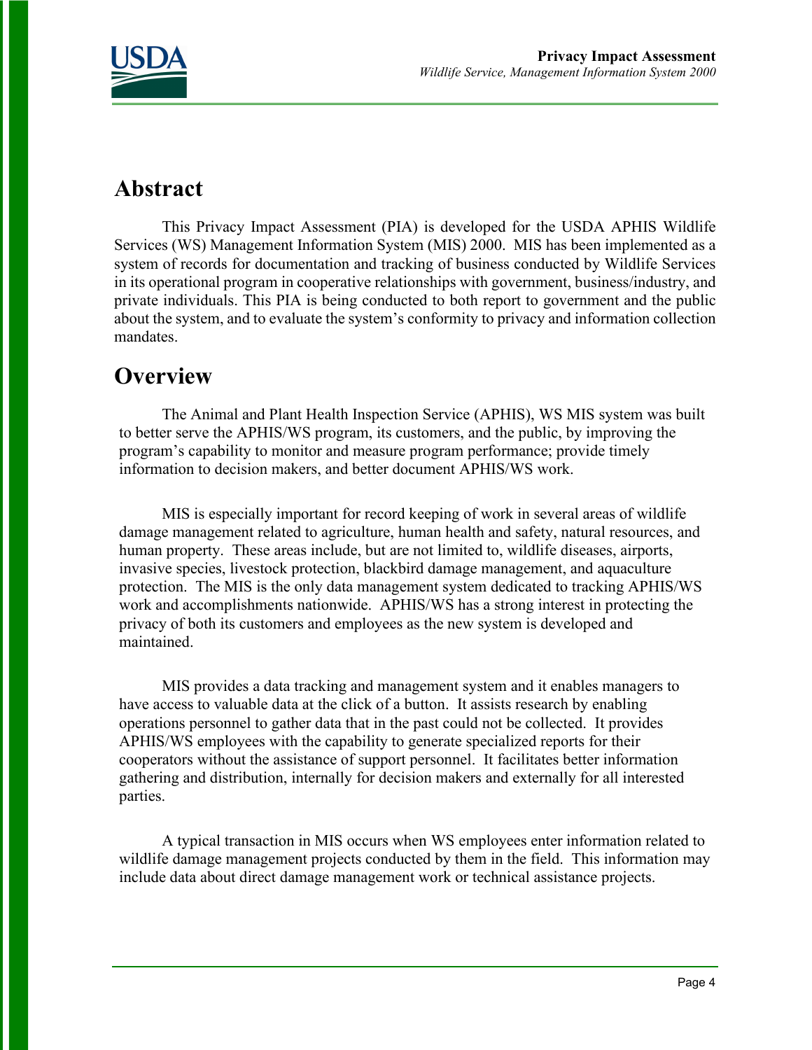## Abstract

This Privacy Impact Assessment (PIA) is developed for the USDA APHIS Wildlife Services (WS) Management Information System (MIS) 2000. MIS has been implemented as a system of records for documentation and tracking of business conducted by Wildlife Services in its operational program in cooperative relationships with government, business/industry, and private individuals. This PIA is being conducted to both report to government and the public about the system, and to evaluate the system's conformity to privacy and information collection mandates.

## Overview

The Animal and Plant Health Inspection Service (APHIS), WS MIS system was built to better serve the APHIS/WS program, its customers, and the public, by improving the program's capability to monitor and measure program performance; provide timely information to decision makers, and better document APHIS/WS work.

MIS is especially important for record keeping of work in several areas of wildlife damage management related to agriculture, human health and safety, natural resources, and human property. These areas include, but are not limited to, wildlife diseases, airports, invasive species, livestock protection, blackbird damage management, and aquaculture protection. The MIS is the only data management system dedicated to tracking APHIS/WS work and accomplishments nationwide. APHIS/WS has a strong interest in protecting the privacy of both its customers and employees as the new system is developed and maintained.

MIS provides a data tracking and management system and it enables managers to have access to valuable data at the click of a button. It assists research by enabling operations personnel to gather data that in the past could not be collected. It provides APHIS/WS employees with the capability to generate specialized reports for their cooperators without the assistance of support personnel. It facilitates better information gathering and distribution, internally for decision makers and externally for all interested parties.

A typical transaction in MIS occurs when WS employees enter information related to wildlife damage management projects conducted by them in the field. This information may include data about direct damage management work or technical assistance projects.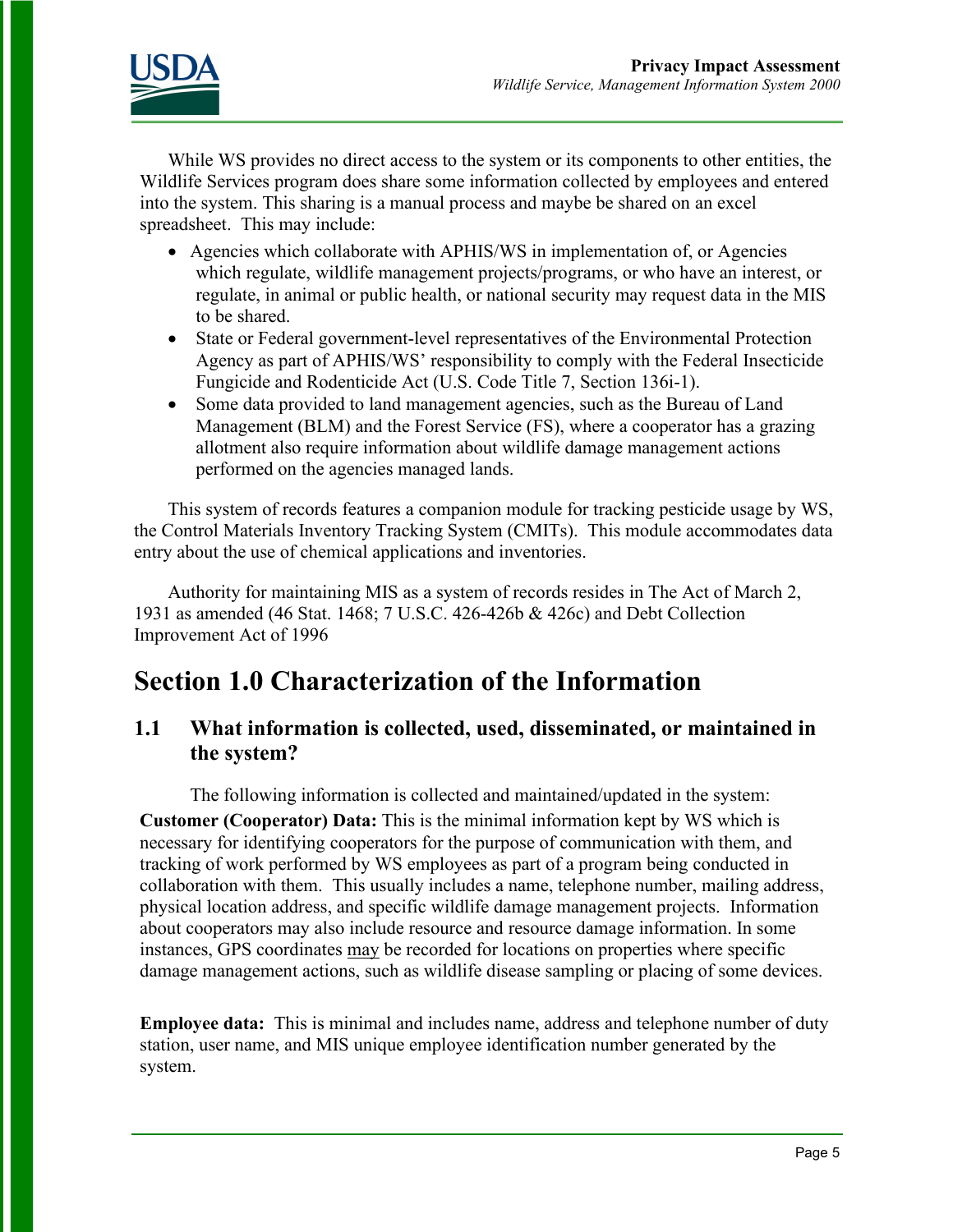While WS provides no direct access to the system or its components to other entities, the Wildlife Services program does share some information collected by employees and entered into the system. This sharing is a manual process and maybe be shared on an excel spreadsheet. This may include:

- Agencies which collaborate with APHIS/WS in implementation of, or Agencies which regulate, wildlife management projects/programs, or who have an interest, or regulate, in animal or public health, or national security may request data in the MIS to be shared.
- State or Federal government-level representatives of the Environmental Protection Agency as part of APHIS/WS' responsibility to comply with the Federal Insecticide Fungicide and Rodenticide Act (U.S. Code Title 7, Section 136i-1).
- Some data provided to land management agencies, such as the Bureau of Land Management (BLM) and the Forest Service (FS), where a cooperator has a grazing allotment also require information about wildlife damage management actions performed on the agencies managed lands.

This system of records features a companion module for tracking pesticide usage by WS, the Control Materials Inventory Tracking System (CMITs). This module accommodates data entry about the use of chemical applications and inventories.

Authority for maintaining MIS as a system of records resides in The Act of March 2, 1931 as amended (46 Stat. 1468; 7 U.S.C. 426-426b & 426c) and Debt Collection Improvement Act of 1996

# Section 1.0 Characterization of the Information

## 1.1 What information is collected, used, disseminated, or maintained in the system?

The following information is collected and maintained/updated in the system:

**Customer (Cooperator) Data:** This is the minimal information kept by WS which is necessary for identifying cooperators for the purpose of communication with them, and tracking of work performed by WS employees as part of a program being conducted in collaboration with them. This usually includes a name, telephone number, mailing address, physical location address, and specific wildlife damage management projects. Information about cooperators may also include resource and resource damage information. In some instances, GPS coordinates <u>may</u> be recorded for locations on properties where specific damage management actions, such as wildlife disease sampling or placing of some devices.

**Employee data:** This is minimal and includes name, address and telephone number of duty station, user name, and MIS unique employee identification number generated by the system.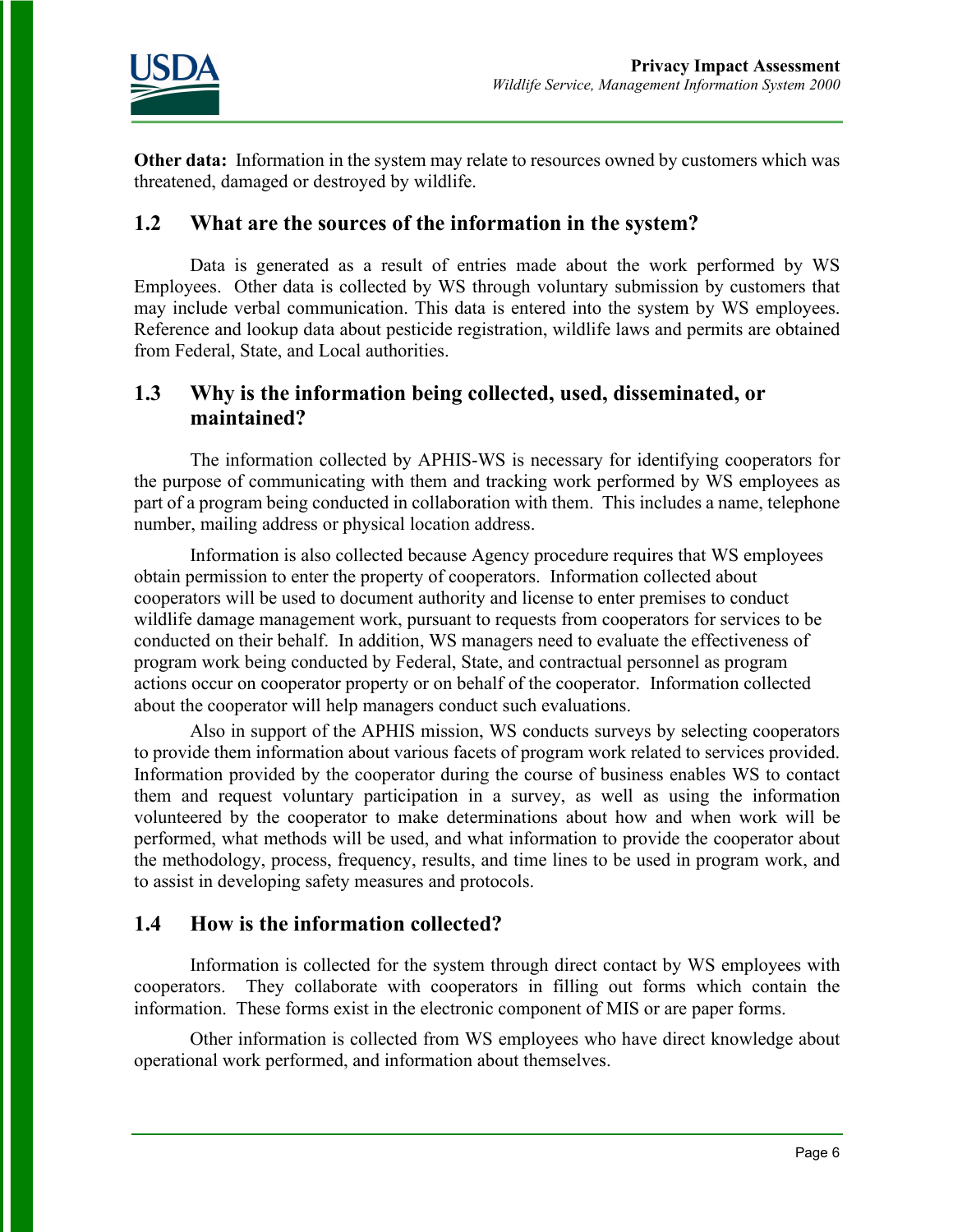**Other data:** Information in the system may relate to resources owned by customers which was threatened, damaged or destroyed by wildlife.

## 1.2 What are the sources of the information in the system?

Data is generated as a result of entries made about the work performed by WS Employees. Other data is collected by WS through voluntary submission by customers that may include verbal communication. This data is entered into the system by WS employees. Reference and lookup data about pesticide registration, wildlife laws and permits are obtained from Federal, State, and Local authorities.

## 1.3 Why is the information being collected, used, disseminated, or maintained?

The information collected by APHIS-WS is necessary for identifying cooperators for the purpose of communicating with them and tracking work performed by WS employees as part of a program being conducted in collaboration with them. This includes a name, telephone number, mailing address or physical location address.

Information is also collected because Agency procedure requires that WS employees obtain permission to enter the property of cooperators. Information collected about cooperators will be used to document authority and license to enter premises to conduct wildlife damage management work, pursuant to requests from cooperators for services to be conducted on their behalf. In addition, WS managers need to evaluate the effectiveness of program work being conducted by Federal, State, and contractual personnel as program actions occur on cooperator property or on behalf of the cooperator. Information collected about the cooperator will help managers conduct such evaluations.

Also in support of the APHIS mission, WS conducts surveys by selecting cooperators to provide them information about various facets of program work related to services provided. Information provided by the cooperator during the course of business enables WS to contact them and request voluntary participation in a survey, as well as using the information volunteered by the cooperator to make determinations about how and when work will be performed, what methods will be used, and what information to provide the cooperator about the methodology, process, frequency, results, and time lines to be used in program work, and to assist in developing safety measures and protocols.

## 1.4 How is the information collected?

Information is collected for the system through direct contact by WS employees with cooperators. They collaborate with cooperators in filling out forms which contain the information. These forms exist in the electronic component of MIS or are paper forms.

Other information is collected from WS employees who have direct knowledge about operational work performed, and information about themselves.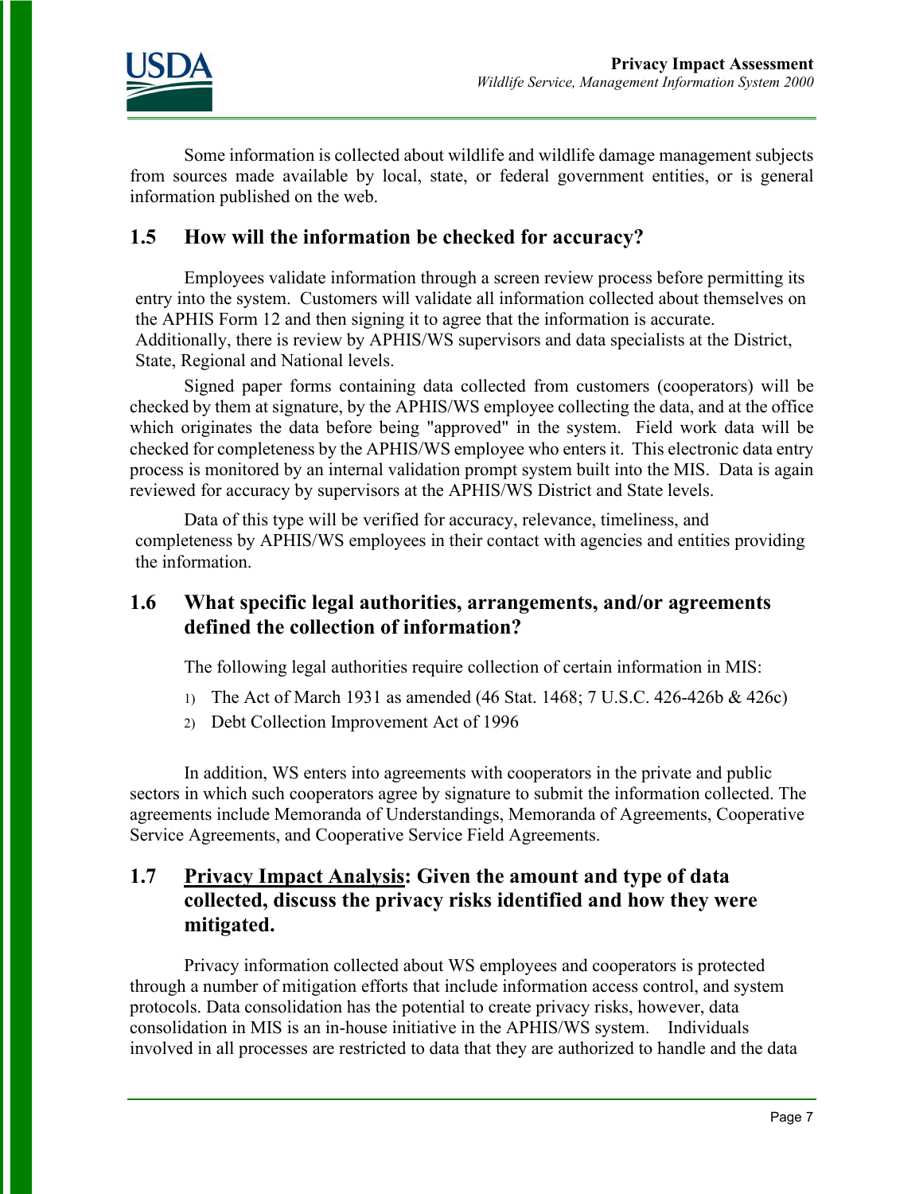Some information is collected about wildlife and wildlife damage management subjects from sources made available by local, state, or federal government entities, or is general information published on the web.

## 1.5 How will the information be checked for accuracy?

Employees validate information through a screen review process before permitting its entry into the system. Customers will validate all information collected about themselves on the APHIS Form 12 and then signing it to agree that the information is accurate. Additionally, there is review by APHIS/WS supervisors and data specialists at the District, State, Regional and National levels.

Signed paper forms containing data collected from customers (cooperators) will be checked by them at signature, by the APHIS/WS employee collecting the data, and at the office which originates the data before being "approved" in the system. Field work data will be checked for completeness by the APHIS/WS employee who enters it. This electronic data entry process is monitored by an internal validation prompt system built into the MIS. Data is again reviewed for accuracy by supervisors at the APHIS/WS District and State levels.

Data of this type will be verified for accuracy, relevance, timeliness, and completeness by APHIS/WS employees in their contact with agencies and entities providing the information.

## 1.6 What specific legal authorities, arrangements, and/or agreements defined the collection of information?

The following legal authorities require collection of certain information in MIS:

1) The Act of March 1931 as amended (46 Stat. 1468; 7 U.S.C. 426-426b & 426c)
2) Debt Collection Improvement Act of 1996

In addition, WS enters into agreements with cooperators in the private and public sectors in which such cooperators agree by signature to submit the information collected. The agreements include Memoranda of Understandings, Memoranda of Agreements, Cooperative Service Agreements, and Cooperative Service Field Agreements.

## 1.7 Privacy Impact Analysis: Given the amount and type of data collected, discuss the privacy risks identified and how they were mitigated.

Privacy information collected about WS employees and cooperators is protected through a number of mitigation efforts that include information access control, and system protocols. Data consolidation has the potential to create privacy risks, however, data consolidation in MIS is an in-house initiative in the APHIS/WS system. Individuals involved in all processes are restricted to data that they are authorized to handle and the data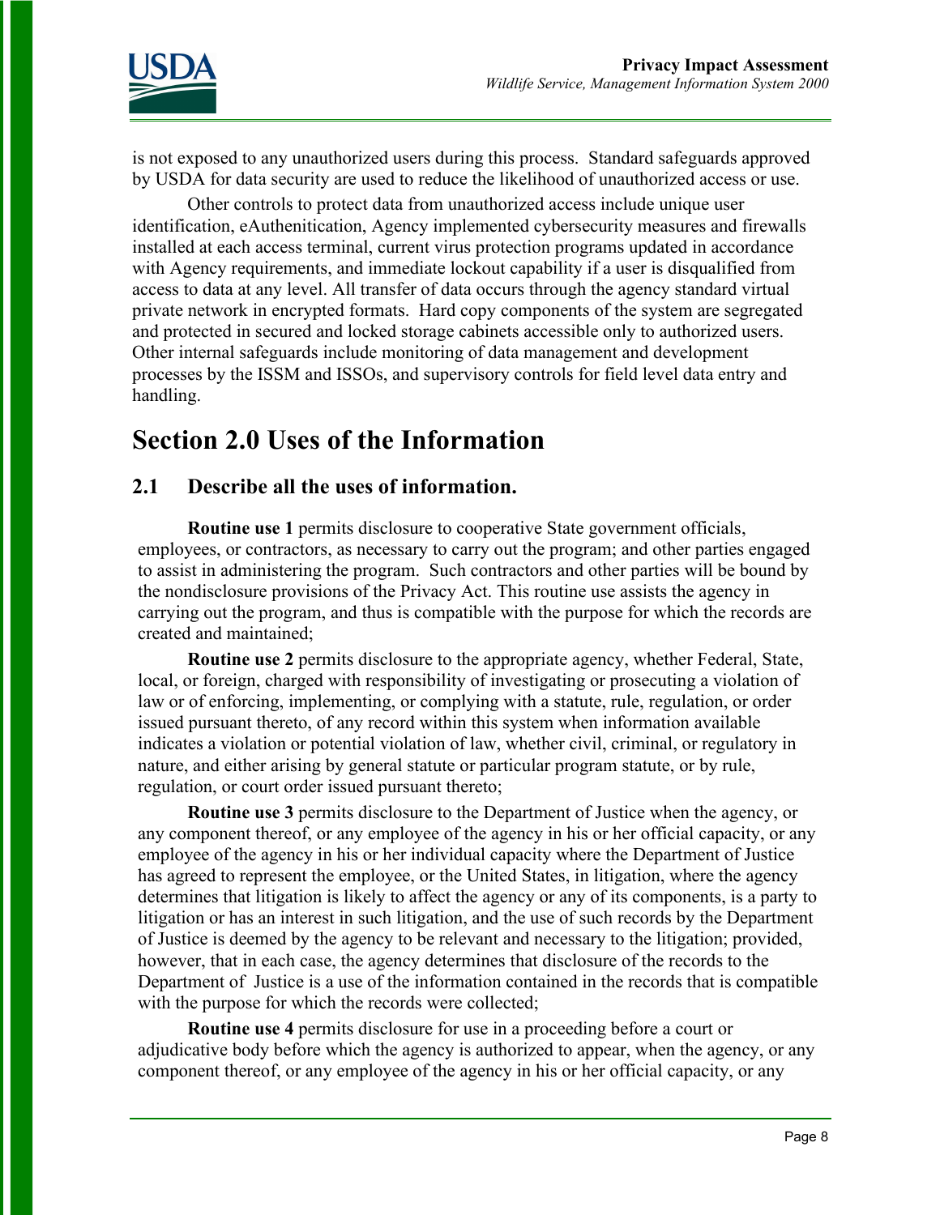is not exposed to any unauthorized users during this process. Standard safeguards approved by USDA for data security are used to reduce the likelihood of unauthorized access or use.

Other controls to protect data from unauthorized access include unique user identification, eAuthenitication, Agency implemented cybersecurity measures and firewalls installed at each access terminal, current virus protection programs updated in accordance with Agency requirements, and immediate lockout capability if a user is disqualified from access to data at any level. All transfer of data occurs through the agency standard virtual private network in encrypted formats. Hard copy components of the system are segregated and protected in secured and locked storage cabinets accessible only to authorized users. Other internal safeguards include monitoring of data management and development processes by the ISSM and ISSOs, and supervisory controls for field level data entry and handling.

# Section 2.0 Uses of the Information

## 2.1 Describe all the uses of information.

**Routine use 1** permits disclosure to cooperative State government officials, employees, or contractors, as necessary to carry out the program; and other parties engaged to assist in administering the program. Such contractors and other parties will be bound by the nondisclosure provisions of the Privacy Act. This routine use assists the agency in carrying out the program, and thus is compatible with the purpose for which the records are created and maintained;

**Routine use 2** permits disclosure to the appropriate agency, whether Federal, State, local, or foreign, charged with responsibility of investigating or prosecuting a violation of law or of enforcing, implementing, or complying with a statute, rule, regulation, or order issued pursuant thereto, of any record within this system when information available indicates a violation or potential violation of law, whether civil, criminal, or regulatory in nature, and either arising by general statute or particular program statute, or by rule, regulation, or court order issued pursuant thereto;

**Routine use 3** permits disclosure to the Department of Justice when the agency, or any component thereof, or any employee of the agency in his or her official capacity, or any employee of the agency in his or her individual capacity where the Department of Justice has agreed to represent the employee, or the United States, in litigation, where the agency determines that litigation is likely to affect the agency or any of its components, is a party to litigation or has an interest in such litigation, and the use of such records by the Department of Justice is deemed by the agency to be relevant and necessary to the litigation; provided, however, that in each case, the agency determines that disclosure of the records to the Department of Justice is a use of the information contained in the records that is compatible with the purpose for which the records were collected;

**Routine use 4** permits disclosure for use in a proceeding before a court or adjudicative body before which the agency is authorized to appear, when the agency, or any component thereof, or any employee of the agency in his or her official capacity, or any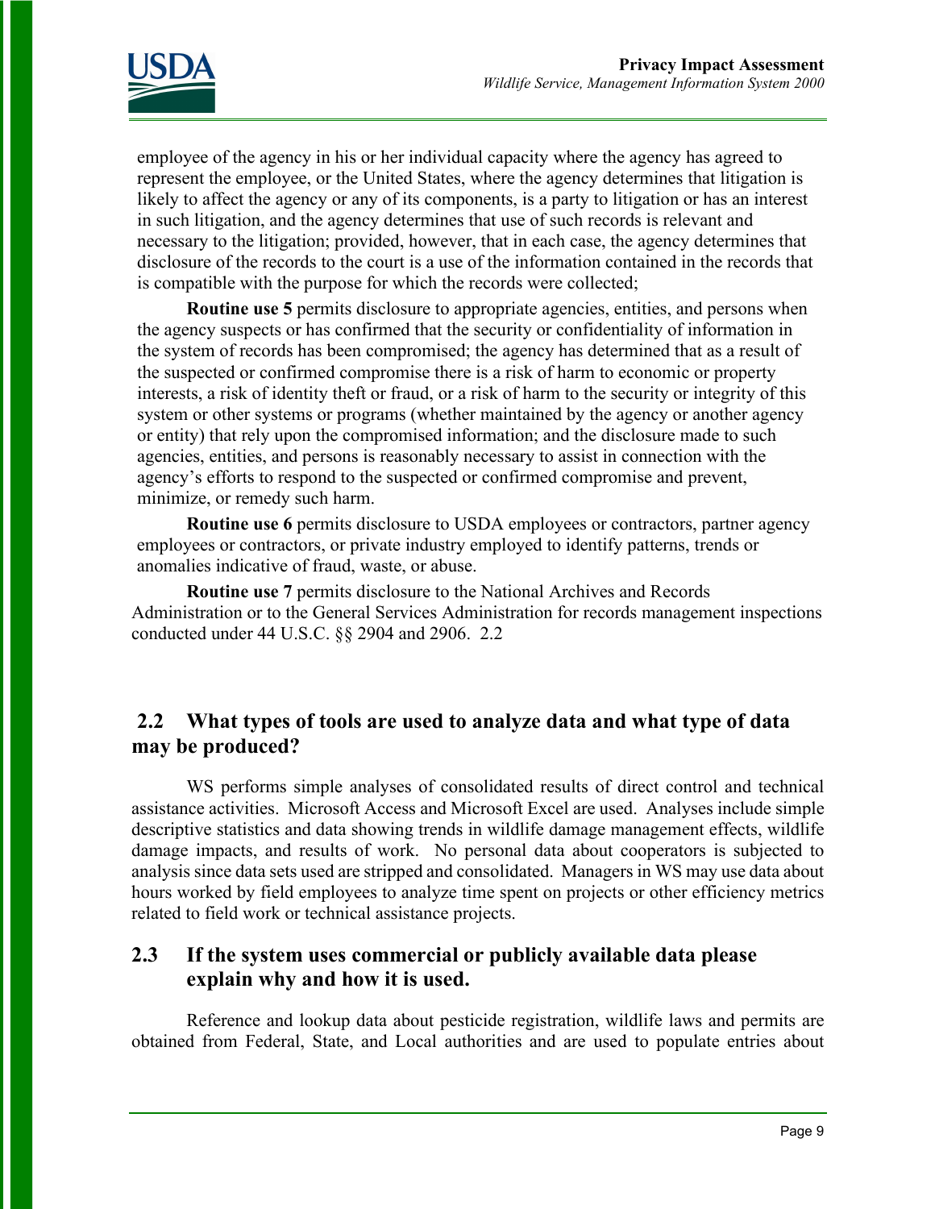employee of the agency in his or her individual capacity where the agency has agreed to represent the employee, or the United States, where the agency determines that litigation is likely to affect the agency or any of its components, is a party to litigation or has an interest in such litigation, and the agency determines that use of such records is relevant and necessary to the litigation; provided, however, that in each case, the agency determines that disclosure of the records to the court is a use of the information contained in the records that is compatible with the purpose for which the records were collected;

**Routine use 5** permits disclosure to appropriate agencies, entities, and persons when the agency suspects or has confirmed that the security or confidentiality of information in the system of records has been compromised; the agency has determined that as a result of the suspected or confirmed compromise there is a risk of harm to economic or property interests, a risk of identity theft or fraud, or a risk of harm to the security or integrity of this system or other systems or programs (whether maintained by the agency or another agency or entity) that rely upon the compromised information; and the disclosure made to such agencies, entities, and persons is reasonably necessary to assist in connection with the agency's efforts to respond to the suspected or confirmed compromise and prevent, minimize, or remedy such harm.

**Routine use 6** permits disclosure to USDA employees or contractors, partner agency employees or contractors, or private industry employed to identify patterns, trends or anomalies indicative of fraud, waste, or abuse.

**Routine use 7** permits disclosure to the National Archives and Records Administration or to the General Services Administration for records management inspections conducted under 44 U.S.C. §§ 2904 and 2906. 2.2

## 2.2 What types of tools are used to analyze data and what type of data may be produced?

WS performs simple analyses of consolidated results of direct control and technical assistance activities. Microsoft Access and Microsoft Excel are used. Analyses include simple descriptive statistics and data showing trends in wildlife damage management effects, wildlife damage impacts, and results of work. No personal data about cooperators is subjected to analysis since data sets used are stripped and consolidated. Managers in WS may use data about hours worked by field employees to analyze time spent on projects or other efficiency metrics related to field work or technical assistance projects.

## 2.3 If the system uses commercial or publicly available data please explain why and how it is used.

Reference and lookup data about pesticide registration, wildlife laws and permits are obtained from Federal, State, and Local authorities and are used to populate entries about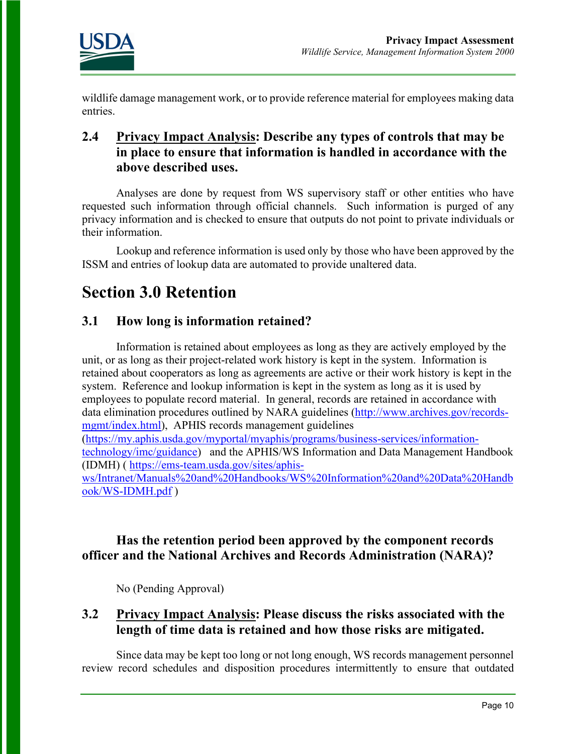wildlife damage management work, or to provide reference material for employees making data entries.

### 2.4 Privacy Impact Analysis: Describe any types of controls that may be in place to ensure that information is handled in accordance with the above described uses.

Analyses are done by request from WS supervisory staff or other entities who have requested such information through official channels. Such information is purged of any privacy information and is checked to ensure that outputs do not point to private individuals or their information.

Lookup and reference information is used only by those who have been approved by the ISSM and entries of lookup data are automated to provide unaltered data.

## Section 3.0 Retention

### 3.1 How long is information retained?

Information is retained about employees as long as they are actively employed by the unit, or as long as their project-related work history is kept in the system. Information is retained about cooperators as long as agreements are active or their work history is kept in the system. Reference and lookup information is kept in the system as long as it is used by employees to populate record material. In general, records are retained in accordance with data elimination procedures outlined by NARA guidelines (http://www.archives.gov/records-mgmt/index.html), APHIS records management guidelines (https://my.aphis.usda.gov/myportal/myaphis/programs/business-services/information-technology/imc/guidance) and the APHIS/WS Information and Data Management Handbook (IDMH) ( https://ems-team.usda.gov/sites/aphis-ws/Intranet/Manuals%20and%20Handbooks/WS%20Information%20and%20Data%20Handbook/WS-IDMH.pdf )

**Has the retention period been approved by the component records officer and the National Archives and Records Administration (NARA)?**

No (Pending Approval)

### 3.2 Privacy Impact Analysis: Please discuss the risks associated with the length of time data is retained and how those risks are mitigated.

Since data may be kept too long or not long enough, WS records management personnel review record schedules and disposition procedures intermittently to ensure that outdated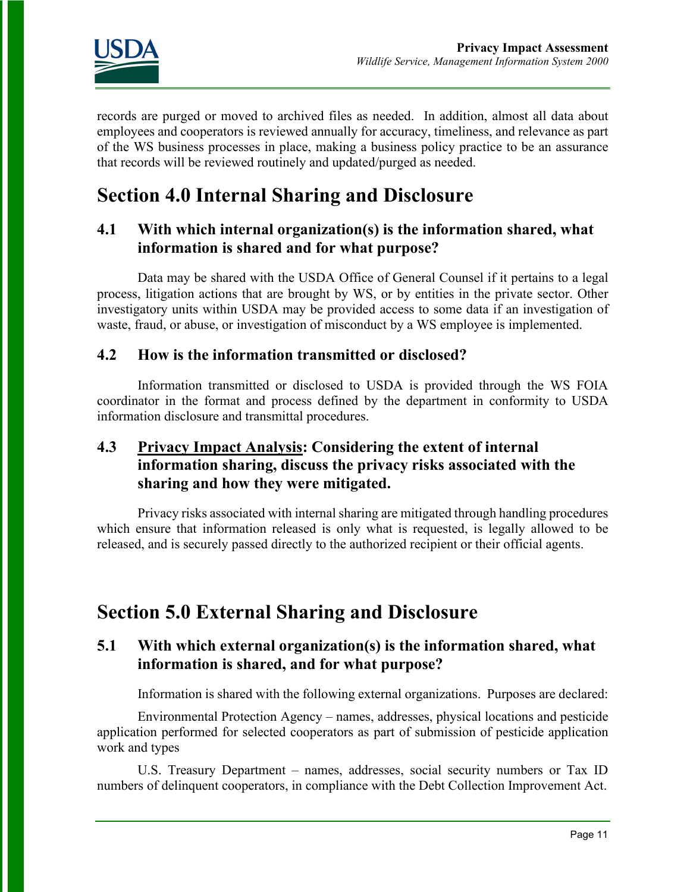records are purged or moved to archived files as needed. In addition, almost all data about employees and cooperators is reviewed annually for accuracy, timeliness, and relevance as part of the WS business processes in place, making a business policy practice to be an assurance that records will be reviewed routinely and updated/purged as needed.

# Section 4.0 Internal Sharing and Disclosure

## 4.1 With which internal organization(s) is the information shared, what information is shared and for what purpose?

Data may be shared with the USDA Office of General Counsel if it pertains to a legal process, litigation actions that are brought by WS, or by entities in the private sector. Other investigatory units within USDA may be provided access to some data if an investigation of waste, fraud, or abuse, or investigation of misconduct by a WS employee is implemented.

## 4.2 How is the information transmitted or disclosed?

Information transmitted or disclosed to USDA is provided through the WS FOIA coordinator in the format and process defined by the department in conformity to USDA information disclosure and transmittal procedures.

## 4.3 Privacy Impact Analysis: Considering the extent of internal information sharing, discuss the privacy risks associated with the sharing and how they were mitigated.

Privacy risks associated with internal sharing are mitigated through handling procedures which ensure that information released is only what is requested, is legally allowed to be released, and is securely passed directly to the authorized recipient or their official agents.

# Section 5.0 External Sharing and Disclosure

## 5.1 With which external organization(s) is the information shared, what information is shared, and for what purpose?

Information is shared with the following external organizations. Purposes are declared:

Environmental Protection Agency – names, addresses, physical locations and pesticide application performed for selected cooperators as part of submission of pesticide application work and types

U.S. Treasury Department – names, addresses, social security numbers or Tax ID numbers of delinquent cooperators, in compliance with the Debt Collection Improvement Act.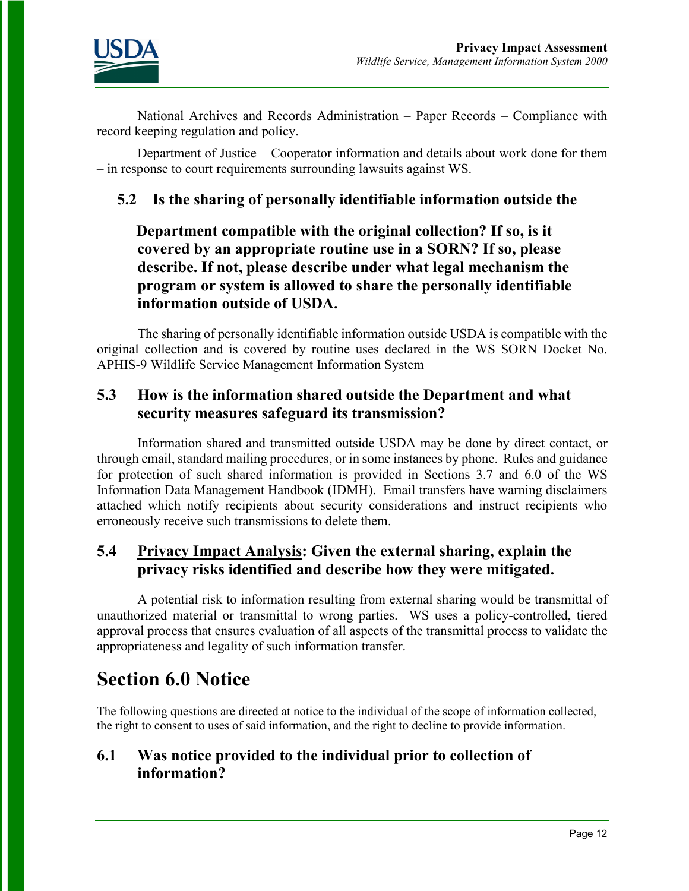National Archives and Records Administration – Paper Records – Compliance with record keeping regulation and policy.

Department of Justice – Cooperator information and details about work done for them – in response to court requirements surrounding lawsuits against WS.

### 5.2 Is the sharing of personally identifiable information outside the Department compatible with the original collection? If so, is it covered by an appropriate routine use in a SORN? If so, please describe. If not, please describe under what legal mechanism the program or system is allowed to share the personally identifiable information outside of USDA.

The sharing of personally identifiable information outside USDA is compatible with the original collection and is covered by routine uses declared in the WS SORN Docket No. APHIS-9 Wildlife Service Management Information System

### 5.3 How is the information shared outside the Department and what security measures safeguard its transmission?

Information shared and transmitted outside USDA may be done by direct contact, or through email, standard mailing procedures, or in some instances by phone. Rules and guidance for protection of such shared information is provided in Sections 3.7 and 6.0 of the WS Information Data Management Handbook (IDMH). Email transfers have warning disclaimers attached which notify recipients about security considerations and instruct recipients who erroneously receive such transmissions to delete them.

### 5.4 Privacy Impact Analysis: Given the external sharing, explain the privacy risks identified and describe how they were mitigated.

A potential risk to information resulting from external sharing would be transmittal of unauthorized material or transmittal to wrong parties. WS uses a policy-controlled, tiered approval process that ensures evaluation of all aspects of the transmittal process to validate the appropriateness and legality of such information transfer.

## Section 6.0 Notice

The following questions are directed at notice to the individual of the scope of information collected, the right to consent to uses of said information, and the right to decline to provide information.

### 6.1 Was notice provided to the individual prior to collection of information?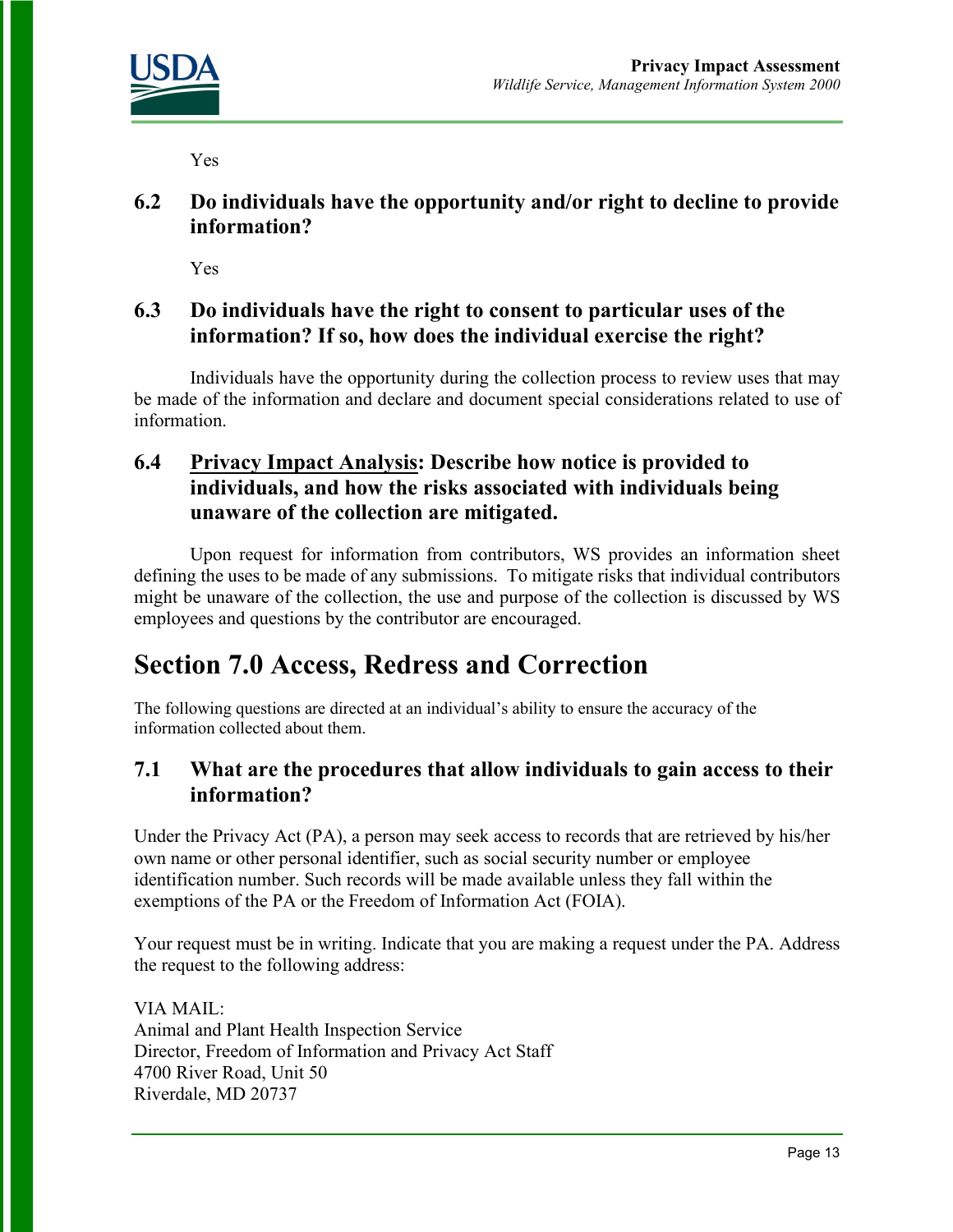Yes

### 6.2 Do individuals have the opportunity and/or right to decline to provide information?

Yes

### 6.3 Do individuals have the right to consent to particular uses of the information? If so, how does the individual exercise the right?

Individuals have the opportunity during the collection process to review uses that may be made of the information and declare and document special considerations related to use of information.

### 6.4 Privacy Impact Analysis: Describe how notice is provided to individuals, and how the risks associated with individuals being unaware of the collection are mitigated.

Upon request for information from contributors, WS provides an information sheet defining the uses to be made of any submissions. To mitigate risks that individual contributors might be unaware of the collection, the use and purpose of the collection is discussed by WS employees and questions by the contributor are encouraged.

## Section 7.0 Access, Redress and Correction

The following questions are directed at an individual's ability to ensure the accuracy of the information collected about them.

### 7.1 What are the procedures that allow individuals to gain access to their information?

Under the Privacy Act (PA), a person may seek access to records that are retrieved by his/her own name or other personal identifier, such as social security number or employee identification number. Such records will be made available unless they fall within the exemptions of the PA or the Freedom of Information Act (FOIA).

Your request must be in writing. Indicate that you are making a request under the PA. Address the request to the following address:

VIA MAIL:
Animal and Plant Health Inspection Service
Director, Freedom of Information and Privacy Act Staff
4700 River Road, Unit 50
Riverdale, MD 20737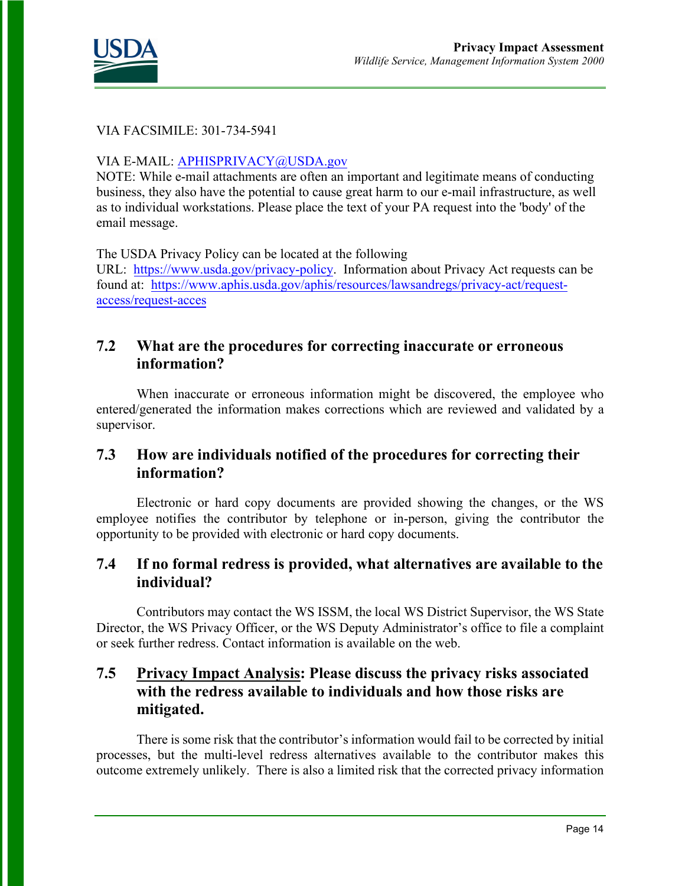VIA FACSIMILE: 301-734-5941

VIA E-MAIL: APHISPRIVACY@USDA.gov
NOTE: While e-mail attachments are often an important and legitimate means of conducting business, they also have the potential to cause great harm to our e-mail infrastructure, as well as to individual workstations. Please place the text of your PA request into the 'body' of the email message.

The USDA Privacy Policy can be located at the following URL: https://www.usda.gov/privacy-policy. Information about Privacy Act requests can be found at: https://www.aphis.usda.gov/aphis/resources/lawsandregs/privacy-act/request-access/request-acces

## 7.2 What are the procedures for correcting inaccurate or erroneous information?

When inaccurate or erroneous information might be discovered, the employee who entered/generated the information makes corrections which are reviewed and validated by a supervisor.

## 7.3 How are individuals notified of the procedures for correcting their information?

Electronic or hard copy documents are provided showing the changes, or the WS employee notifies the contributor by telephone or in-person, giving the contributor the opportunity to be provided with electronic or hard copy documents.

## 7.4 If no formal redress is provided, what alternatives are available to the individual?

Contributors may contact the WS ISSM, the local WS District Supervisor, the WS State Director, the WS Privacy Officer, or the WS Deputy Administrator's office to file a complaint or seek further redress. Contact information is available on the web.

## 7.5 Privacy Impact Analysis: Please discuss the privacy risks associated with the redress available to individuals and how those risks are mitigated.

There is some risk that the contributor's information would fail to be corrected by initial processes, but the multi-level redress alternatives available to the contributor makes this outcome extremely unlikely. There is also a limited risk that the corrected privacy information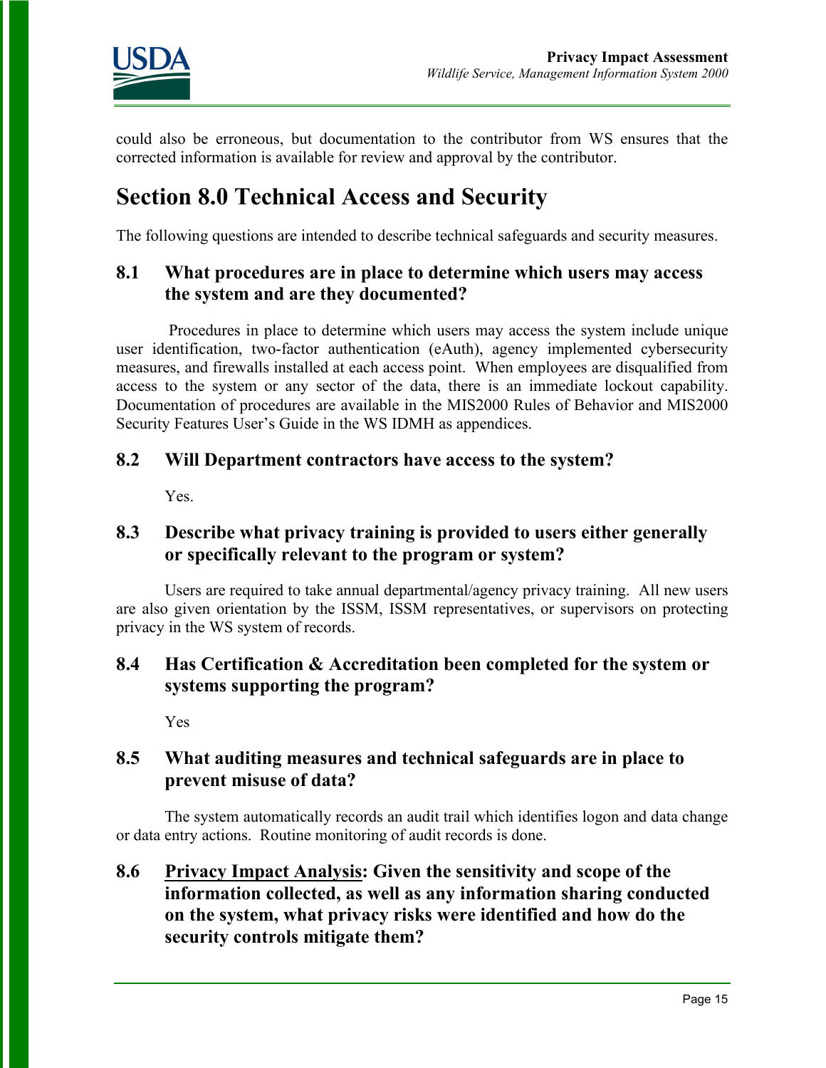could also be erroneous, but documentation to the contributor from WS ensures that the corrected information is available for review and approval by the contributor.

# Section 8.0 Technical Access and Security

The following questions are intended to describe technical safeguards and security measures.

### 8.1 What procedures are in place to determine which users may access the system and are they documented?

Procedures in place to determine which users may access the system include unique user identification, two-factor authentication (eAuth), agency implemented cybersecurity measures, and firewalls installed at each access point. When employees are disqualified from access to the system or any sector of the data, there is an immediate lockout capability. Documentation of procedures are available in the MIS2000 Rules of Behavior and MIS2000 Security Features User's Guide in the WS IDMH as appendices.

### 8.2 Will Department contractors have access to the system?

Yes.

### 8.3 Describe what privacy training is provided to users either generally or specifically relevant to the program or system?

Users are required to take annual departmental/agency privacy training. All new users are also given orientation by the ISSM, ISSM representatives, or supervisors on protecting privacy in the WS system of records.

### 8.4 Has Certification & Accreditation been completed for the system or systems supporting the program?

Yes

### 8.5 What auditing measures and technical safeguards are in place to prevent misuse of data?

The system automatically records an audit trail which identifies logon and data change or data entry actions. Routine monitoring of audit records is done.

### 8.6 Privacy Impact Analysis: Given the sensitivity and scope of the information collected, as well as any information sharing conducted on the system, what privacy risks were identified and how do the security controls mitigate them?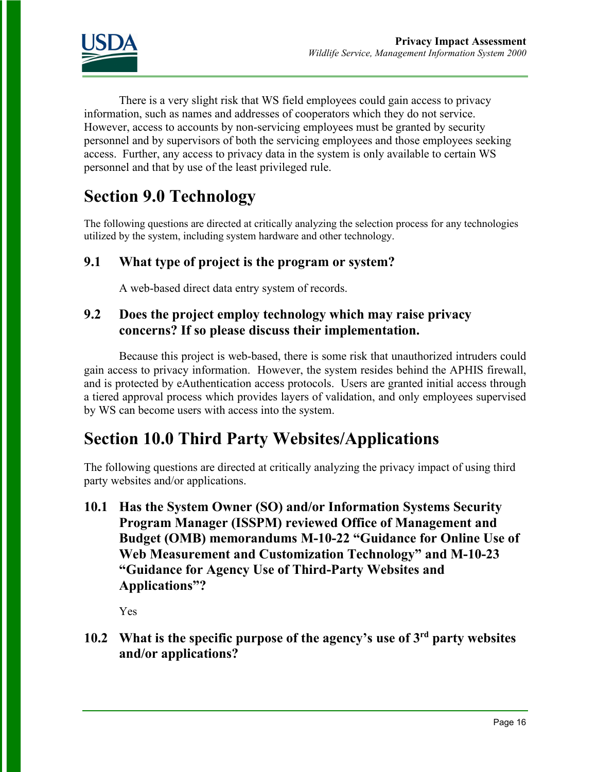There is a very slight risk that WS field employees could gain access to privacy information, such as names and addresses of cooperators which they do not service. However, access to accounts by non-servicing employees must be granted by security personnel and by supervisors of both the servicing employees and those employees seeking access. Further, any access to privacy data in the system is only available to certain WS personnel and that by use of the least privileged rule.

# Section 9.0 Technology

The following questions are directed at critically analyzing the selection process for any technologies utilized by the system, including system hardware and other technology.

### 9.1 What type of project is the program or system?

A web-based direct data entry system of records.

### 9.2 Does the project employ technology which may raise privacy concerns? If so please discuss their implementation.

Because this project is web-based, there is some risk that unauthorized intruders could gain access to privacy information. However, the system resides behind the APHIS firewall, and is protected by eAuthentication access protocols. Users are granted initial access through a tiered approval process which provides layers of validation, and only employees supervised by WS can become users with access into the system.

# Section 10.0 Third Party Websites/Applications

The following questions are directed at critically analyzing the privacy impact of using third party websites and/or applications.

### 10.1 Has the System Owner (SO) and/or Information Systems Security Program Manager (ISSPM) reviewed Office of Management and Budget (OMB) memorandums M-10-22 "Guidance for Online Use of Web Measurement and Customization Technology" and M-10-23 "Guidance for Agency Use of Third-Party Websites and Applications"?

Yes

### 10.2 What is the specific purpose of the agency's use of 3rd party websites and/or applications?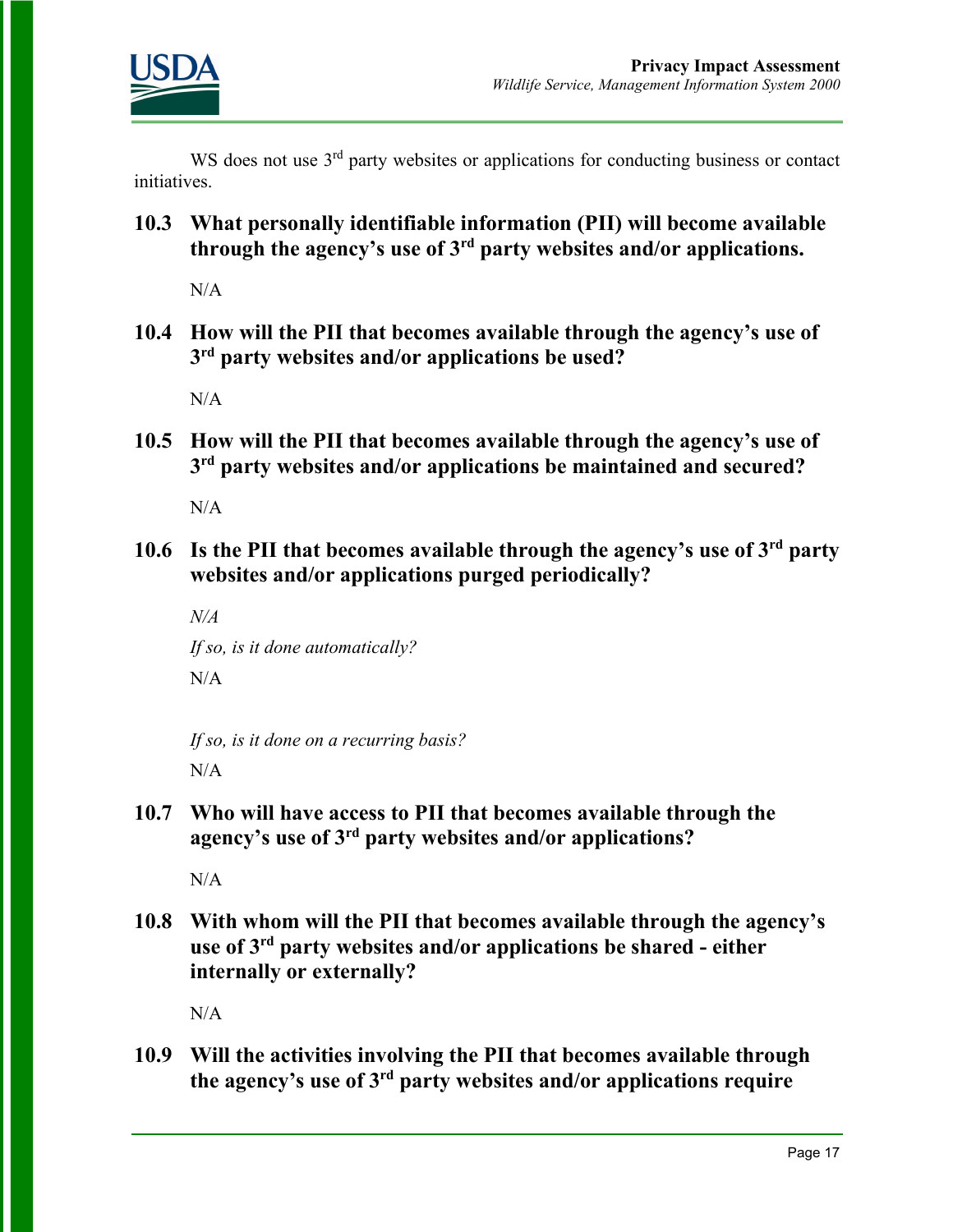WS does not use 3rd party websites or applications for conducting business or contact initiatives.

**10.3 What personally identifiable information (PII) will become available through the agency's use of 3rd party websites and/or applications.**

N/A

**10.4 How will the PII that becomes available through the agency's use of 3rd party websites and/or applications be used?**

N/A

**10.5 How will the PII that becomes available through the agency's use of 3rd party websites and/or applications be maintained and secured?**

N/A

**10.6 Is the PII that becomes available through the agency's use of 3rd party websites and/or applications purged periodically?**

*N/A*

*If so, is it done automatically?*

N/A

*If so, is it done on a recurring basis?*

N/A

**10.7 Who will have access to PII that becomes available through the agency's use of 3rd party websites and/or applications?**

N/A

**10.8 With whom will the PII that becomes available through the agency's use of 3rd party websites and/or applications be shared - either internally or externally?**

N/A

**10.9 Will the activities involving the PII that becomes available through the agency's use of 3rd party websites and/or applications require**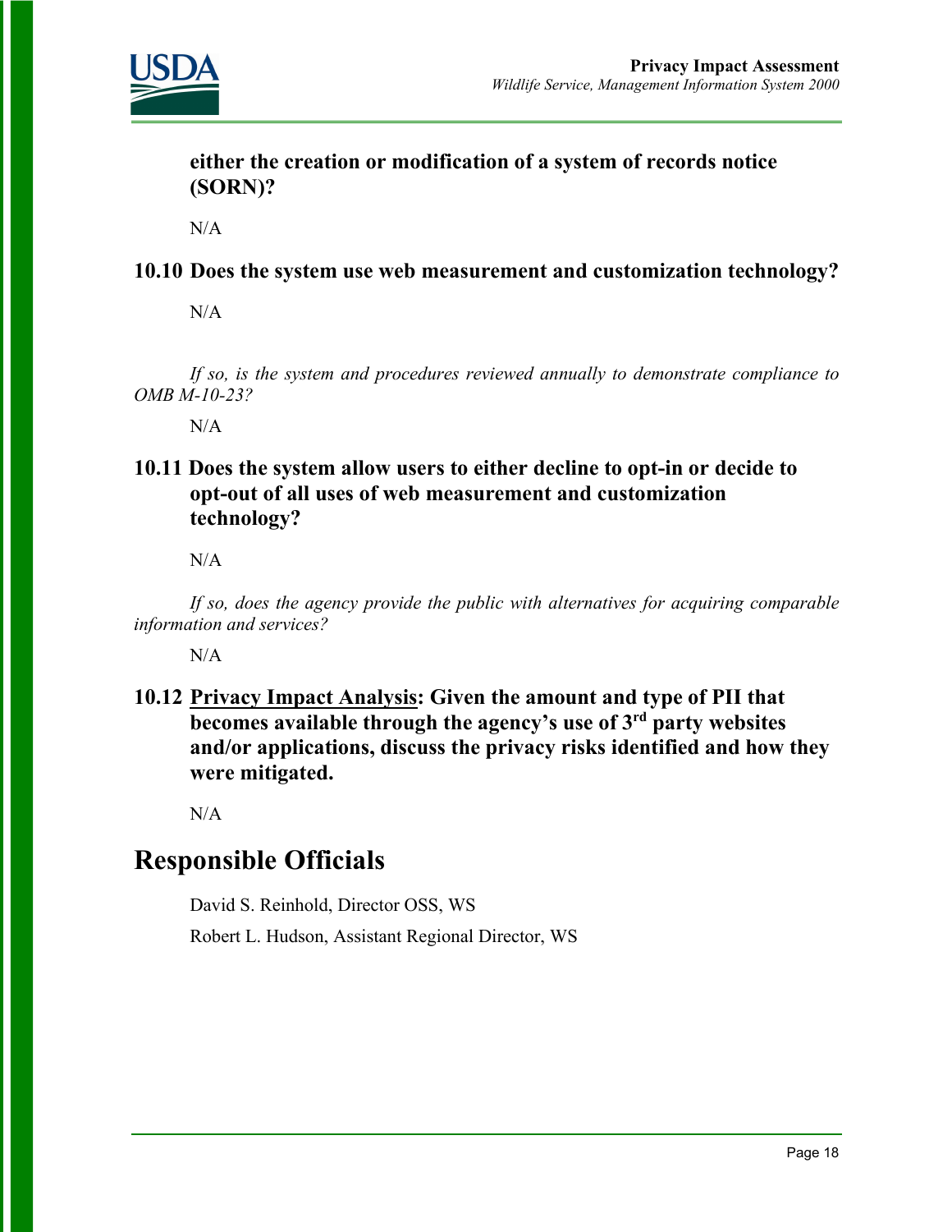**either the creation or modification of a system of records notice (SORN)?**

N/A

**10.10 Does the system use web measurement and customization technology?**

N/A

*If so, is the system and procedures reviewed annually to demonstrate compliance to OMB M-10-23?*

N/A

**10.11 Does the system allow users to either decline to opt-in or decide to opt-out of all uses of web measurement and customization technology?**

N/A

*If so, does the agency provide the public with alternatives for acquiring comparable information and services?*

N/A

**10.12 <u>Privacy Impact Analysis</u>: Given the amount and type of PII that becomes available through the agency's use of 3rd party websites and/or applications, discuss the privacy risks identified and how they were mitigated.**

N/A

# Responsible Officials

David S. Reinhold, Director OSS, WS

Robert L. Hudson, Assistant Regional Director, WS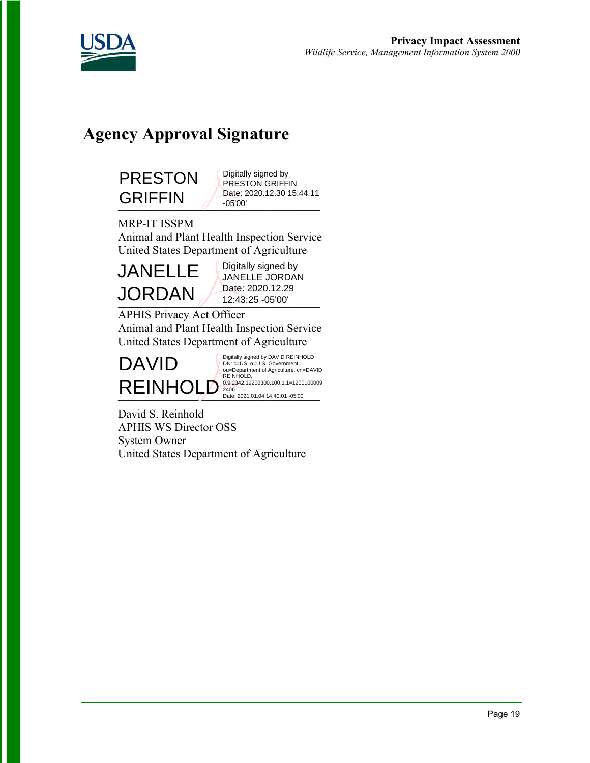# Agency Approval Signature

PRESTON GRIFFIN

Digitally signed by PRESTON GRIFFIN
Date: 2020.12.30 15:44:11 -05'00'

MRP-IT ISSPM
Animal and Plant Health Inspection Service
United States Department of Agriculture

JANELLE JORDAN

Digitally signed by JANELLE JORDAN
Date: 2020.12.29 12:43:25 -05'00'

APHIS Privacy Act Officer
Animal and Plant Health Inspection Service
United States Department of Agriculture

DAVID REINHOLD

Digitally signed by DAVID REINHOLD
DN: c=US, o=U.S. Government, ou=Department of Agriculture, cn=DAVID REINHOLD, 0.9.2342.19200300.100.1.1=12001000092406
Date: 2021.01.04 14:40:01 -05'00'

David S. Reinhold
APHIS WS Director OSS
System Owner
United States Department of Agriculture